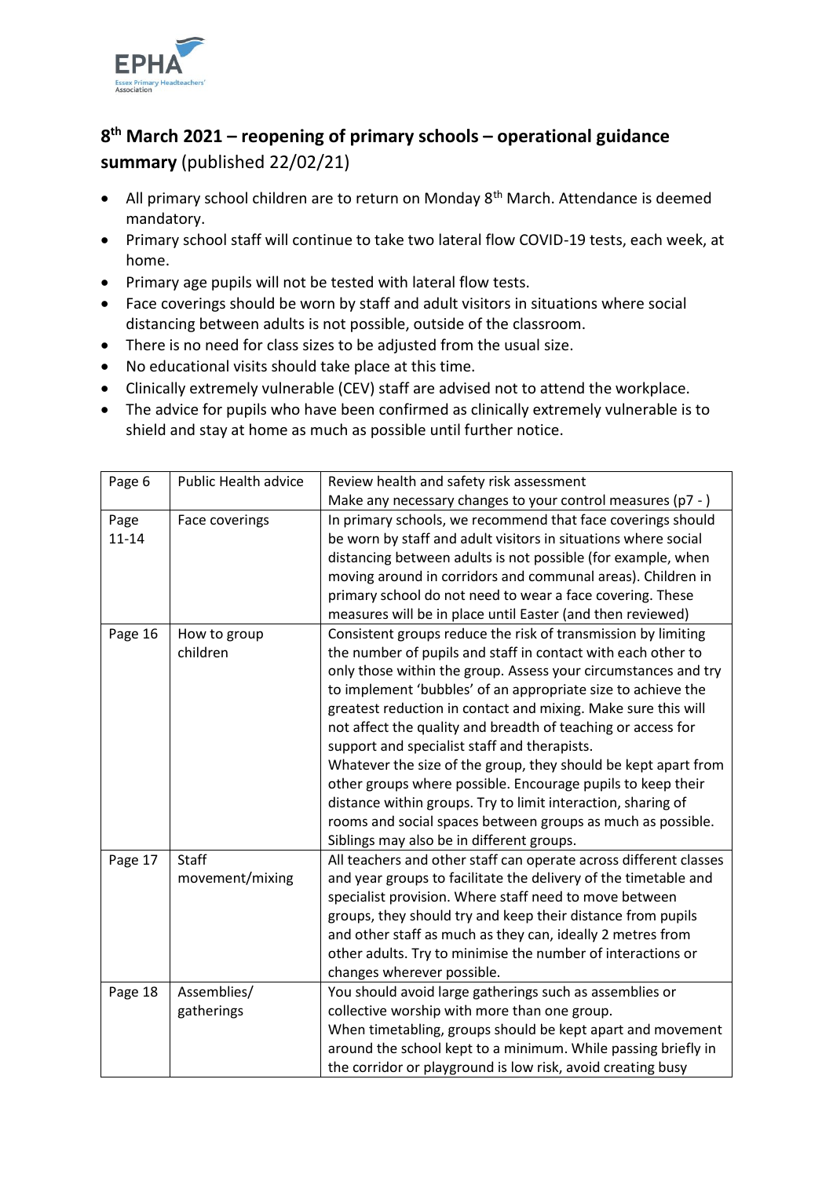EPHA

Essex Primary Headteachers' Association

# 8th March 2021 – reopening of primary schools – operational guidance summary (published 22/02/21)

- All primary school children are to return on Monday 8th March. Attendance is deemed mandatory.
- Primary school staff will continue to take two lateral flow COVID-19 tests, each week, at home.
- Primary age pupils will not be tested with lateral flow tests.
- Face coverings should be worn by staff and adult visitors in situations where social distancing between adults is not possible, outside of the classroom.
- There is no need for class sizes to be adjusted from the usual size.
- No educational visits should take place at this time.
- Clinically extremely vulnerable (CEV) staff are advised not to attend the workplace.
- The advice for pupils who have been confirmed as clinically extremely vulnerable is to shield and stay at home as much as possible until further notice.

| | | |
|---|---|---|
| Page 6 | Public Health advice | Review health and safety risk assessment<br>Make any necessary changes to your control measures (p7 - ) |
| Page 11-14 | Face coverings | In primary schools, we recommend that face coverings should be worn by staff and adult visitors in situations where social distancing between adults is not possible (for example, when moving around in corridors and communal areas). Children in primary school do not need to wear a face covering. These measures will be in place until Easter (and then reviewed) |
| Page 16 | How to group children | Consistent groups reduce the risk of transmission by limiting the number of pupils and staff in contact with each other to only those within the group. Assess your circumstances and try to implement 'bubbles' of an appropriate size to achieve the greatest reduction in contact and mixing. Make sure this will not affect the quality and breadth of teaching or access for support and specialist staff and therapists.<br>Whatever the size of the group, they should be kept apart from other groups where possible. Encourage pupils to keep their distance within groups. Try to limit interaction, sharing of rooms and social spaces between groups as much as possible. Siblings may also be in different groups. |
| Page 17 | Staff movement/mixing | All teachers and other staff can operate across different classes and year groups to facilitate the delivery of the timetable and specialist provision. Where staff need to move between groups, they should try and keep their distance from pupils and other staff as much as they can, ideally 2 metres from other adults. Try to minimise the number of interactions or changes wherever possible. |
| Page 18 | Assemblies/ gatherings | You should avoid large gatherings such as assemblies or collective worship with more than one group.<br>When timetabling, groups should be kept apart and movement around the school kept to a minimum. While passing briefly in the corridor or playground is low risk, avoid creating busy |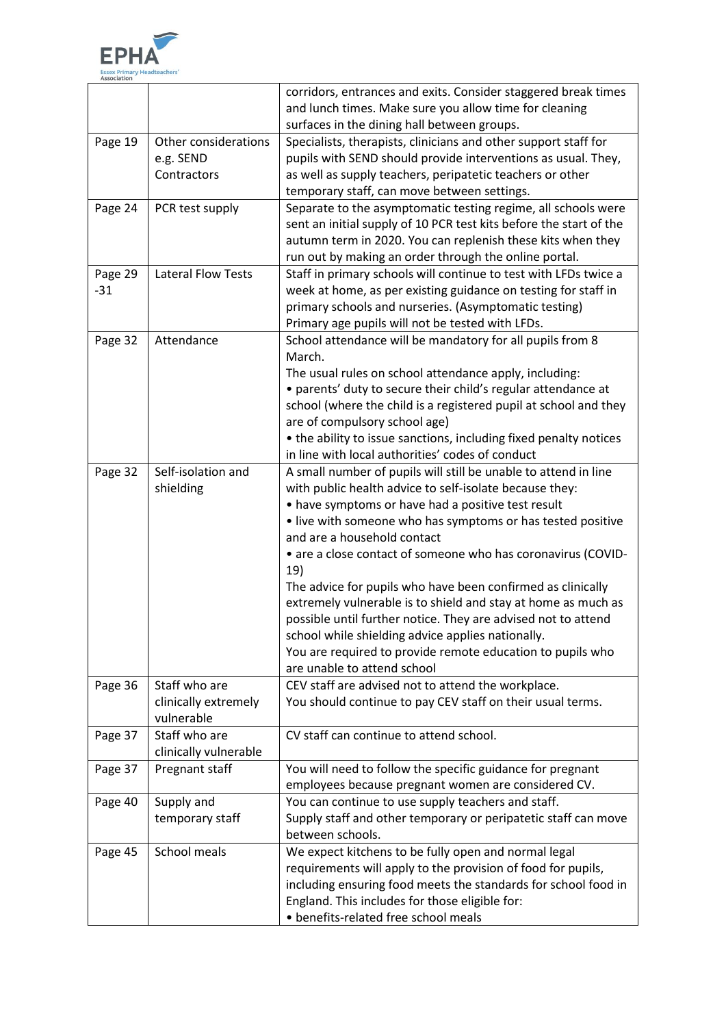| | | |
|---|---|---|
| | | corridors, entrances and exits. Consider staggered break times and lunch times. Make sure you allow time for cleaning surfaces in the dining hall between groups. |
| Page 19 | Other considerations e.g. SEND Contractors | Specialists, therapists, clinicians and other support staff for pupils with SEND should provide interventions as usual. They, as well as supply teachers, peripatetic teachers or other temporary staff, can move between settings. |
| Page 24 | PCR test supply | Separate to the asymptomatic testing regime, all schools were sent an initial supply of 10 PCR test kits before the start of the autumn term in 2020. You can replenish these kits when they run out by making an order through the online portal. |
| Page 29 -31 | Lateral Flow Tests | Staff in primary schools will continue to test with LFDs twice a week at home, as per existing guidance on testing for staff in primary schools and nurseries. (Asymptomatic testing)<br>Primary age pupils will not be tested with LFDs. |
| Page 32 | Attendance | School attendance will be mandatory for all pupils from 8 March.<br>The usual rules on school attendance apply, including:<br>• parents' duty to secure their child's regular attendance at school (where the child is a registered pupil at school and they are of compulsory school age)<br>• the ability to issue sanctions, including fixed penalty notices in line with local authorities' codes of conduct |
| Page 32 | Self-isolation and shielding | A small number of pupils will still be unable to attend in line with public health advice to self-isolate because they:<br>• have symptoms or have had a positive test result<br>• live with someone who has symptoms or has tested positive and are a household contact<br>• are a close contact of someone who has coronavirus (COVID-19)<br>The advice for pupils who have been confirmed as clinically extremely vulnerable is to shield and stay at home as much as possible until further notice. They are advised not to attend school while shielding advice applies nationally.<br>You are required to provide remote education to pupils who are unable to attend school |
| Page 36 | Staff who are clinically extremely vulnerable | CEV staff are advised not to attend the workplace.<br>You should continue to pay CEV staff on their usual terms. |
| Page 37 | Staff who are clinically vulnerable | CV staff can continue to attend school. |
| Page 37 | Pregnant staff | You will need to follow the specific guidance for pregnant employees because pregnant women are considered CV. |
| Page 40 | Supply and temporary staff | You can continue to use supply teachers and staff.<br>Supply staff and other temporary or peripatetic staff can move between schools. |
| Page 45 | School meals | We expect kitchens to be fully open and normal legal requirements will apply to the provision of food for pupils, including ensuring food meets the standards for school food in England. This includes for those eligible for:<br>• benefits-related free school meals |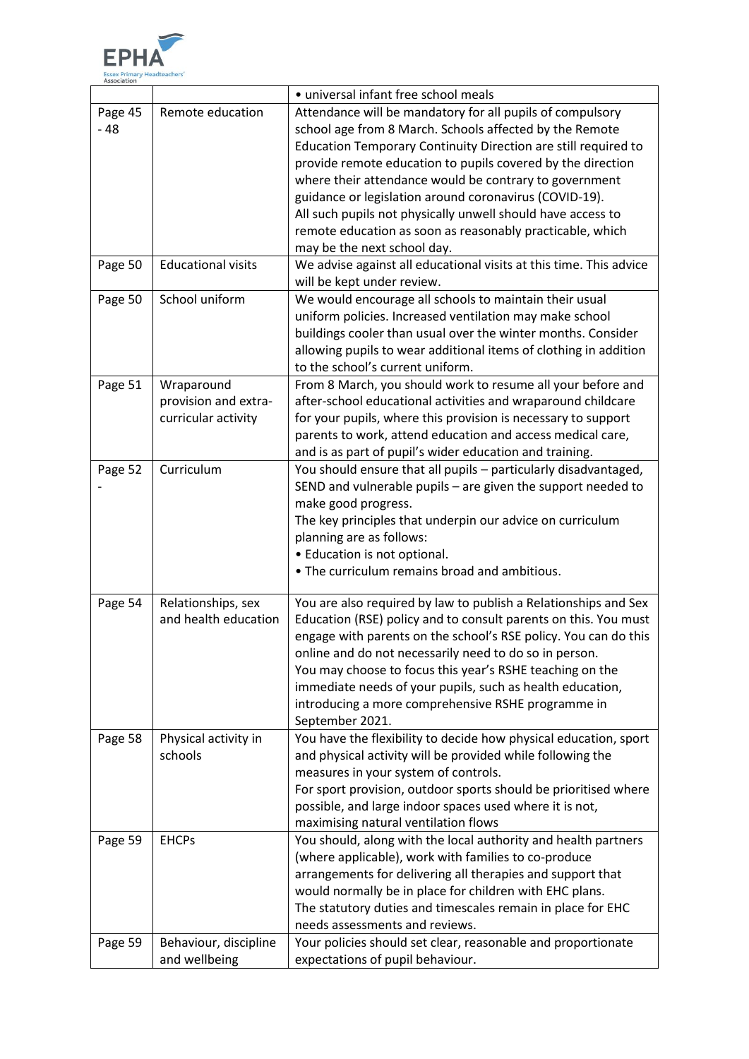| | | |
|---|---|---|
| | | • universal infant free school meals |
| Page 45 - 48 | Remote education | Attendance will be mandatory for all pupils of compulsory school age from 8 March. Schools affected by the Remote Education Temporary Continuity Direction are still required to provide remote education to pupils covered by the direction where their attendance would be contrary to government guidance or legislation around coronavirus (COVID-19).<br>All such pupils not physically unwell should have access to remote education as soon as reasonably practicable, which may be the next school day. |
| Page 50 | Educational visits | We advise against all educational visits at this time. This advice will be kept under review. |
| Page 50 | School uniform | We would encourage all schools to maintain their usual uniform policies. Increased ventilation may make school buildings cooler than usual over the winter months. Consider allowing pupils to wear additional items of clothing in addition to the school's current uniform. |
| Page 51 | Wraparound provision and extra-curricular activity | From 8 March, you should work to resume all your before and after-school educational activities and wraparound childcare for your pupils, where this provision is necessary to support parents to work, attend education and access medical care, and is as part of pupil's wider education and training. |
| Page 52 - | Curriculum | You should ensure that all pupils – particularly disadvantaged, SEND and vulnerable pupils – are given the support needed to make good progress.<br>The key principles that underpin our advice on curriculum planning are as follows:<br>• Education is not optional.<br>• The curriculum remains broad and ambitious. |
| Page 54 | Relationships, sex and health education | You are also required by law to publish a Relationships and Sex Education (RSE) policy and to consult parents on this. You must engage with parents on the school's RSE policy. You can do this online and do not necessarily need to do so in person.<br>You may choose to focus this year's RSHE teaching on the immediate needs of your pupils, such as health education, introducing a more comprehensive RSHE programme in September 2021. |
| Page 58 | Physical activity in schools | You have the flexibility to decide how physical education, sport and physical activity will be provided while following the measures in your system of controls.<br>For sport provision, outdoor sports should be prioritised where possible, and large indoor spaces used where it is not, maximising natural ventilation flows |
| Page 59 | EHCPs | You should, along with the local authority and health partners (where applicable), work with families to co-produce arrangements for delivering all therapies and support that would normally be in place for children with EHC plans.<br>The statutory duties and timescales remain in place for EHC needs assessments and reviews. |
| Page 59 | Behaviour, discipline and wellbeing | Your policies should set clear, reasonable and proportionate expectations of pupil behaviour. |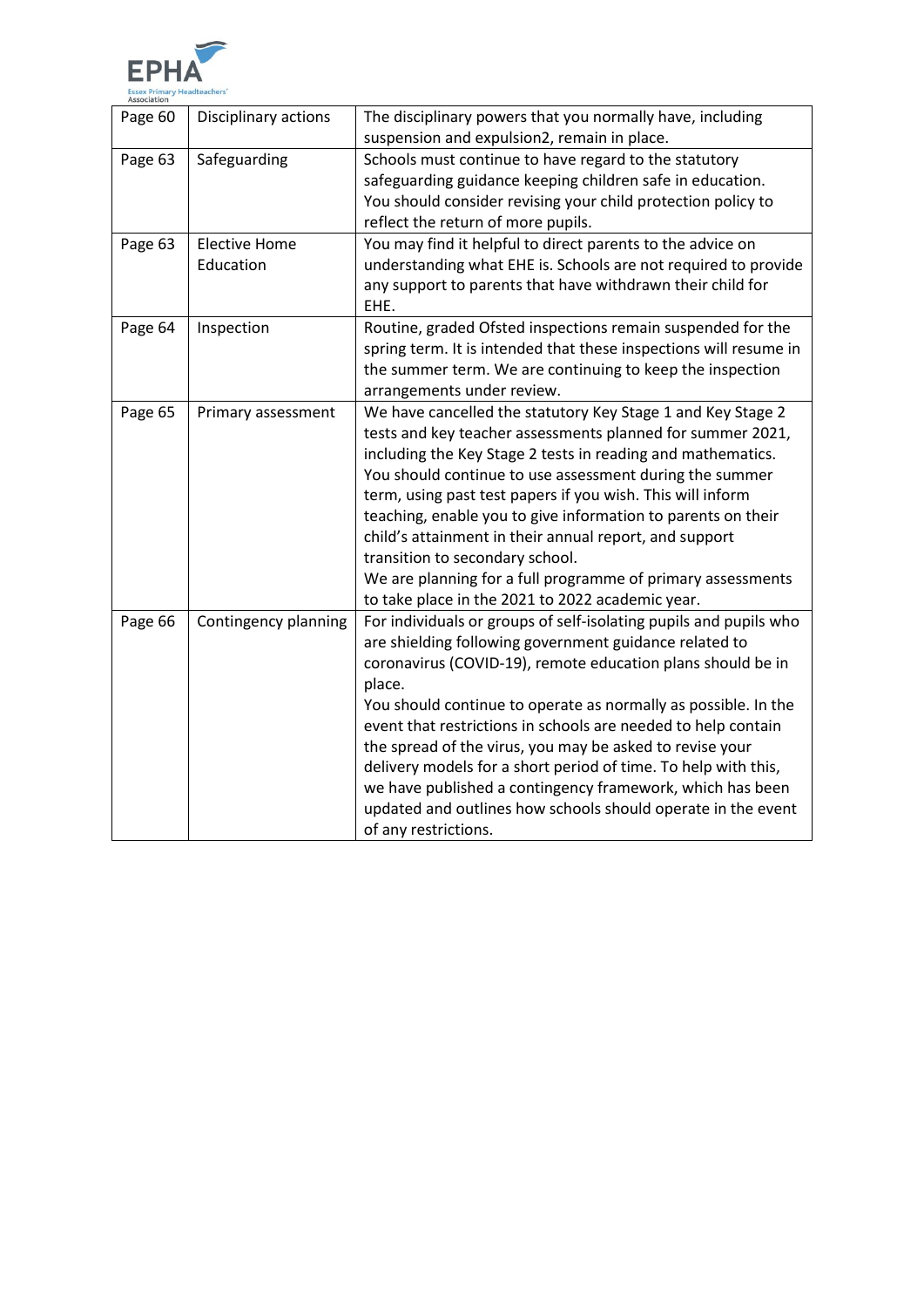| | | |
|---|---|---|
| Page 60 | Disciplinary actions | The disciplinary powers that you normally have, including suspension and expulsion2, remain in place. |
| Page 63 | Safeguarding | Schools must continue to have regard to the statutory safeguarding guidance keeping children safe in education. You should consider revising your child protection policy to reflect the return of more pupils. |
| Page 63 | Elective Home Education | You may find it helpful to direct parents to the advice on understanding what EHE is. Schools are not required to provide any support to parents that have withdrawn their child for EHE. |
| Page 64 | Inspection | Routine, graded Ofsted inspections remain suspended for the spring term. It is intended that these inspections will resume in the summer term. We are continuing to keep the inspection arrangements under review. |
| Page 65 | Primary assessment | We have cancelled the statutory Key Stage 1 and Key Stage 2 tests and key teacher assessments planned for summer 2021, including the Key Stage 2 tests in reading and mathematics. You should continue to use assessment during the summer term, using past test papers if you wish. This will inform teaching, enable you to give information to parents on their child's attainment in their annual report, and support transition to secondary school.<br>We are planning for a full programme of primary assessments to take place in the 2021 to 2022 academic year. |
| Page 66 | Contingency planning | For individuals or groups of self-isolating pupils and pupils who are shielding following government guidance related to coronavirus (COVID-19), remote education plans should be in place.<br>You should continue to operate as normally as possible. In the event that restrictions in schools are needed to help contain the spread of the virus, you may be asked to revise your delivery models for a short period of time. To help with this, we have published a contingency framework, which has been updated and outlines how schools should operate in the event of any restrictions. |